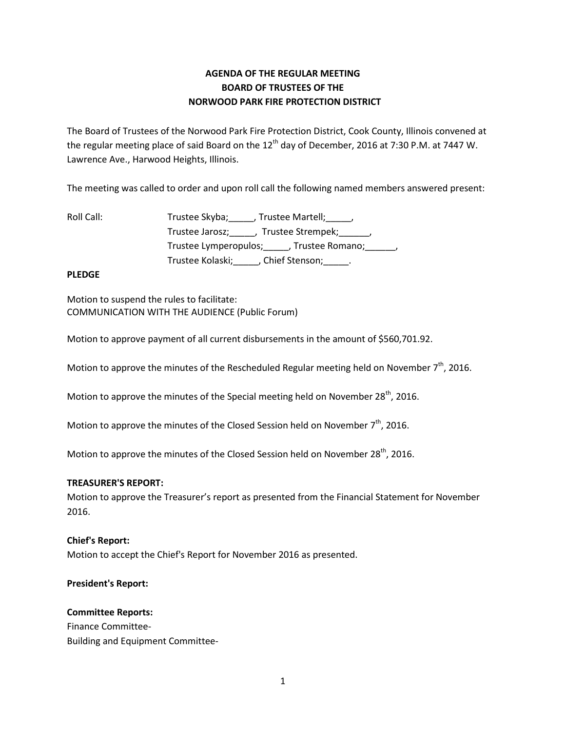# AGENDA OF THE REGULAR MEETING
# BOARD OF TRUSTEES OF THE
# NORWOOD PARK FIRE PROTECTION DISTRICT

The Board of Trustees of the Norwood Park Fire Protection District, Cook County, Illinois convened at the regular meeting place of said Board on the 12th day of December, 2016 at 7:30 P.M. at 7447 W. Lawrence Ave., Harwood Heights, Illinois.

The meeting was called to order and upon roll call the following named members answered present:

Roll Call: Trustee Skyba;_____, Trustee Martell;_____,
Trustee Jarosz;_____, Trustee Strempek;______,
Trustee Lymperopulos;_____, Trustee Romano;______,
Trustee Kolaski;_____, Chief Stenson;_____.

**PLEDGE**

Motion to suspend the rules to facilitate:
COMMUNICATION WITH THE AUDIENCE (Public Forum)

Motion to approve payment of all current disbursements in the amount of $560,701.92.

Motion to approve the minutes of the Rescheduled Regular meeting held on November 7th, 2016.

Motion to approve the minutes of the Special meeting held on November 28th, 2016.

Motion to approve the minutes of the Closed Session held on November 7th, 2016.

Motion to approve the minutes of the Closed Session held on November 28th, 2016.

**TREASURER'S REPORT:**
Motion to approve the Treasurer's report as presented from the Financial Statement for November 2016.

**Chief's Report:**
Motion to accept the Chief's Report for November 2016 as presented.

**President's Report:**

**Committee Reports:**
Finance Committee-
Building and Equipment Committee-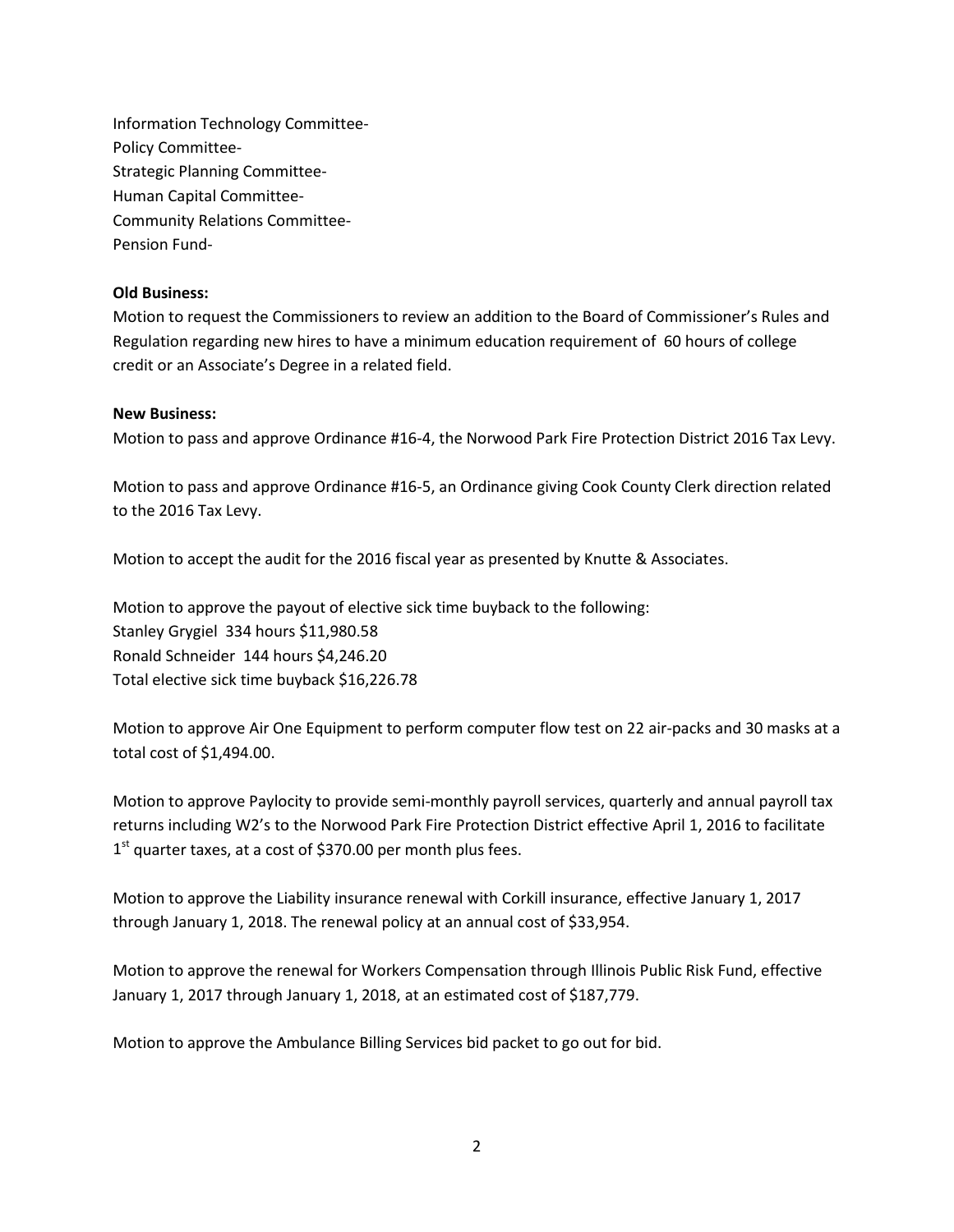Information Technology Committee-
Policy Committee-
Strategic Planning Committee-
Human Capital Committee-
Community Relations Committee-
Pension Fund-

**Old Business:**

Motion to request the Commissioners to review an addition to the Board of Commissioner's Rules and Regulation regarding new hires to have a minimum education requirement of 60 hours of college credit or an Associate's Degree in a related field.

**New Business:**

Motion to pass and approve Ordinance #16-4, the Norwood Park Fire Protection District 2016 Tax Levy.

Motion to pass and approve Ordinance #16-5, an Ordinance giving Cook County Clerk direction related to the 2016 Tax Levy.

Motion to accept the audit for the 2016 fiscal year as presented by Knutte & Associates.

Motion to approve the payout of elective sick time buyback to the following:
Stanley Grygiel 334 hours $11,980.58
Ronald Schneider 144 hours $4,246.20
Total elective sick time buyback $16,226.78

Motion to approve Air One Equipment to perform computer flow test on 22 air-packs and 30 masks at a total cost of $1,494.00.

Motion to approve Paylocity to provide semi-monthly payroll services, quarterly and annual payroll tax returns including W2's to the Norwood Park Fire Protection District effective April 1, 2016 to facilitate 1st quarter taxes, at a cost of $370.00 per month plus fees.

Motion to approve the Liability insurance renewal with Corkill insurance, effective January 1, 2017 through January 1, 2018. The renewal policy at an annual cost of $33,954.

Motion to approve the renewal for Workers Compensation through Illinois Public Risk Fund, effective January 1, 2017 through January 1, 2018, at an estimated cost of $187,779.

Motion to approve the Ambulance Billing Services bid packet to go out for bid.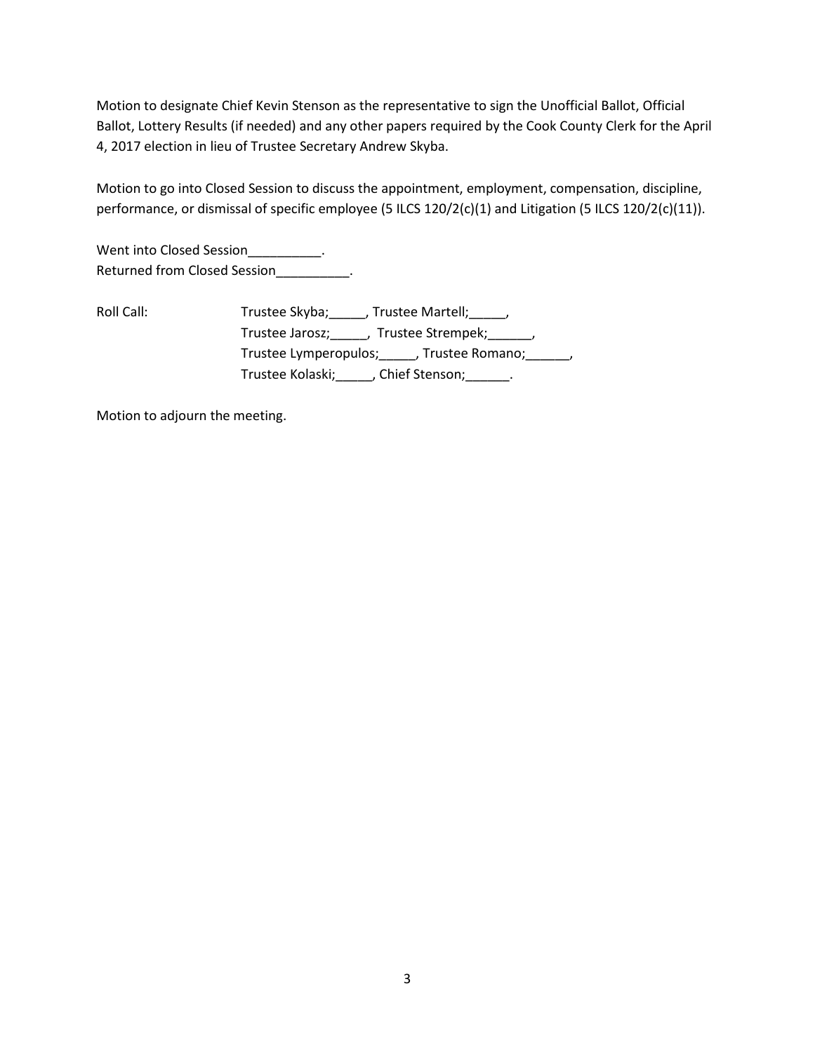Motion to designate Chief Kevin Stenson as the representative to sign the Unofficial Ballot, Official Ballot, Lottery Results (if needed) and any other papers required by the Cook County Clerk for the April 4, 2017 election in lieu of Trustee Secretary Andrew Skyba.

Motion to go into Closed Session to discuss the appointment, employment, compensation, discipline, performance, or dismissal of specific employee (5 ILCS 120/2(c)(1) and Litigation (5 ILCS 120/2(c)(11)).

Went into Closed Session__________.
Returned from Closed Session__________.

Roll Call: Trustee Skyba;_____, Trustee Martell;_____,
Trustee Jarosz;_____, Trustee Strempek;______,
Trustee Lymperopulos;_____, Trustee Romano;______,
Trustee Kolaski;_____, Chief Stenson;______.

Motion to adjourn the meeting.